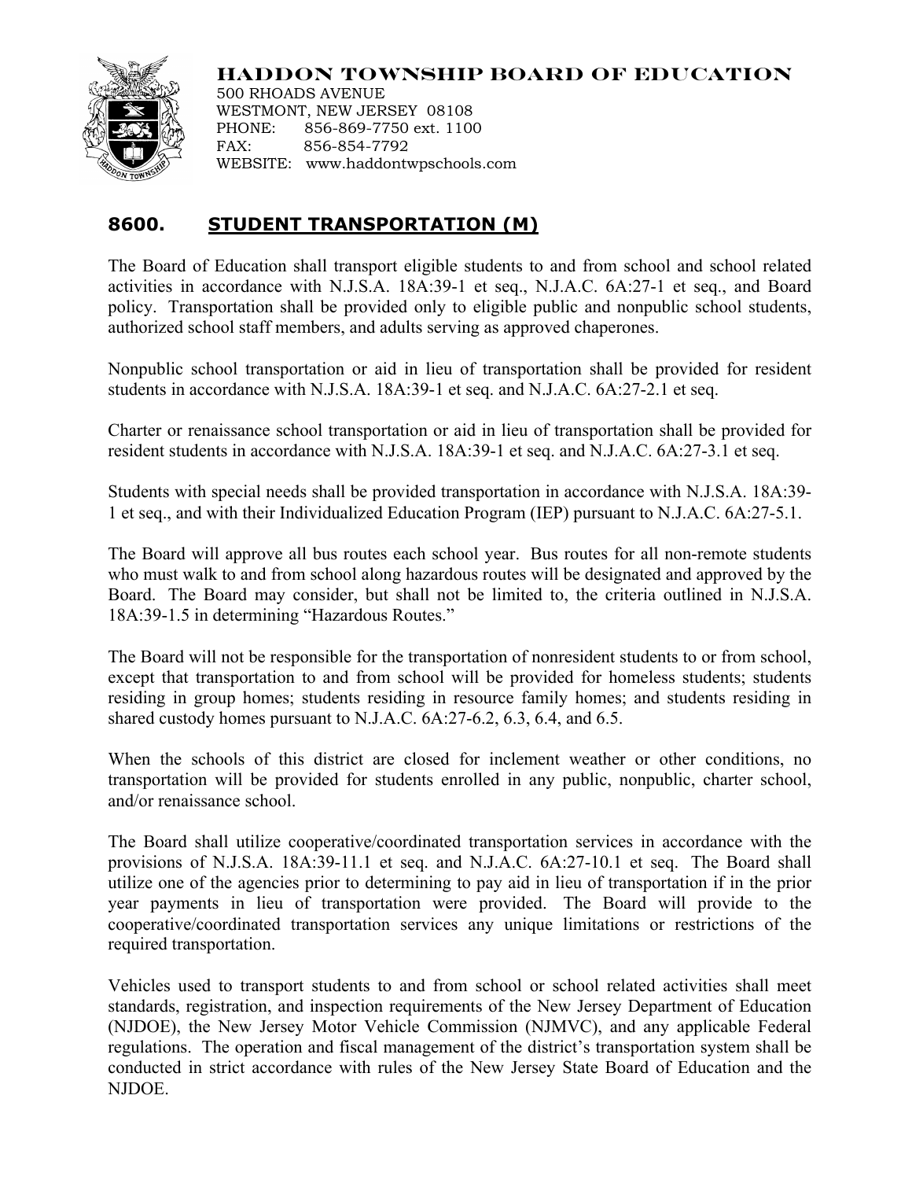**HADDON TOWNSHIP BOARD OF EDUCATION**

500 RHOADS AVENUE
WESTMONT, NEW JERSEY 08108
PHONE: 856-869-7750 ext. 1100
FAX: 856-854-7792
WEBSITE: www.haddontwpschools.com

# 8600. STUDENT TRANSPORTATION (M)

The Board of Education shall transport eligible students to and from school and school related activities in accordance with N.J.S.A. 18A:39-1 et seq., N.J.A.C. 6A:27-1 et seq., and Board policy. Transportation shall be provided only to eligible public and nonpublic school students, authorized school staff members, and adults serving as approved chaperones.

Nonpublic school transportation or aid in lieu of transportation shall be provided for resident students in accordance with N.J.S.A. 18A:39-1 et seq. and N.J.A.C. 6A:27-2.1 et seq.

Charter or renaissance school transportation or aid in lieu of transportation shall be provided for resident students in accordance with N.J.S.A. 18A:39-1 et seq. and N.J.A.C. 6A:27-3.1 et seq.

Students with special needs shall be provided transportation in accordance with N.J.S.A. 18A:39-1 et seq., and with their Individualized Education Program (IEP) pursuant to N.J.A.C. 6A:27-5.1.

The Board will approve all bus routes each school year. Bus routes for all non-remote students who must walk to and from school along hazardous routes will be designated and approved by the Board. The Board may consider, but shall not be limited to, the criteria outlined in N.J.S.A. 18A:39-1.5 in determining "Hazardous Routes."

The Board will not be responsible for the transportation of nonresident students to or from school, except that transportation to and from school will be provided for homeless students; students residing in group homes; students residing in resource family homes; and students residing in shared custody homes pursuant to N.J.A.C. 6A:27-6.2, 6.3, 6.4, and 6.5.

When the schools of this district are closed for inclement weather or other conditions, no transportation will be provided for students enrolled in any public, nonpublic, charter school, and/or renaissance school.

The Board shall utilize cooperative/coordinated transportation services in accordance with the provisions of N.J.S.A. 18A:39-11.1 et seq. and N.J.A.C. 6A:27-10.1 et seq. The Board shall utilize one of the agencies prior to determining to pay aid in lieu of transportation if in the prior year payments in lieu of transportation were provided. The Board will provide to the cooperative/coordinated transportation services any unique limitations or restrictions of the required transportation.

Vehicles used to transport students to and from school or school related activities shall meet standards, registration, and inspection requirements of the New Jersey Department of Education (NJDOE), the New Jersey Motor Vehicle Commission (NJMVC), and any applicable Federal regulations. The operation and fiscal management of the district's transportation system shall be conducted in strict accordance with rules of the New Jersey State Board of Education and the NJDOE.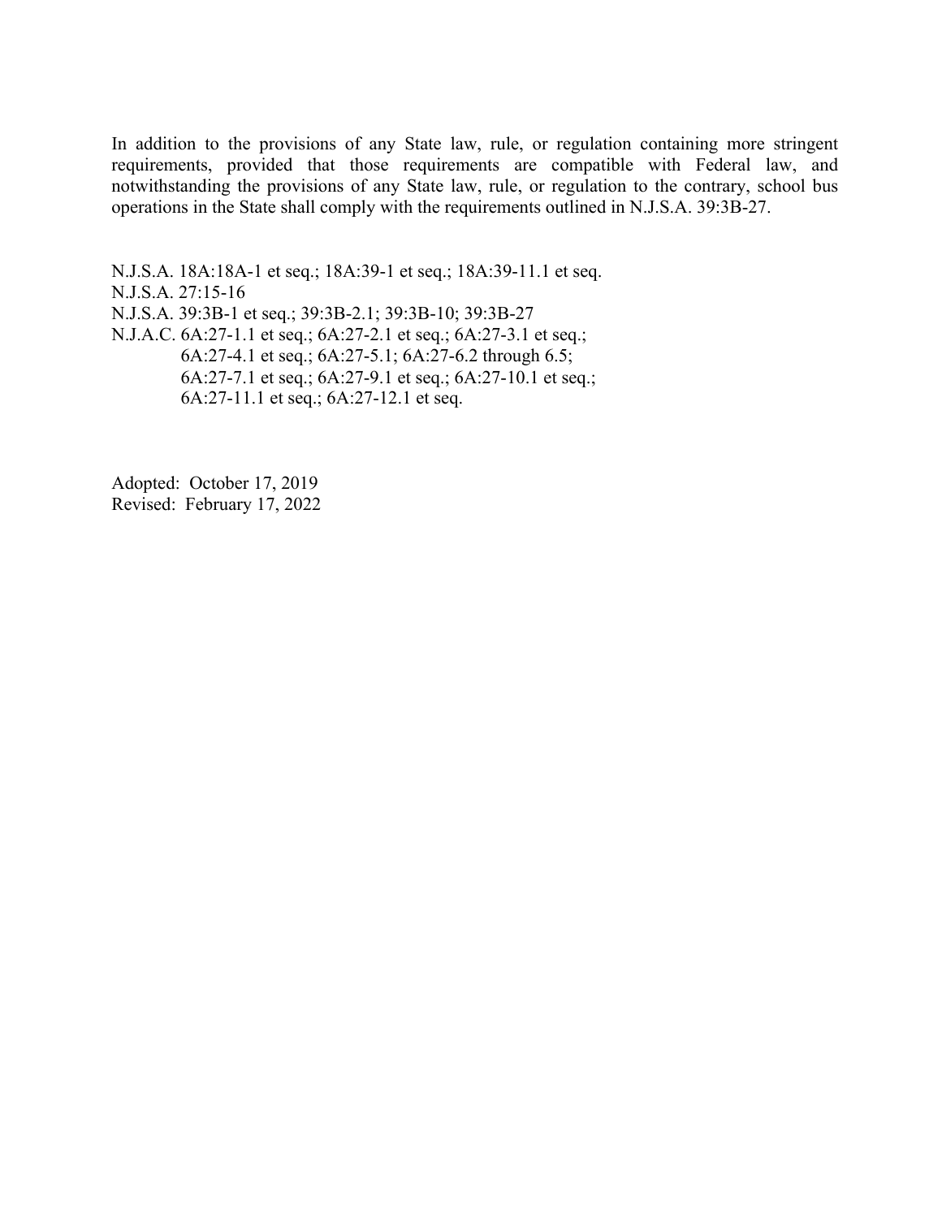In addition to the provisions of any State law, rule, or regulation containing more stringent requirements, provided that those requirements are compatible with Federal law, and notwithstanding the provisions of any State law, rule, or regulation to the contrary, school bus operations in the State shall comply with the requirements outlined in N.J.S.A. 39:3B-27.

N.J.S.A. 18A:18A-1 et seq.; 18A:39-1 et seq.; 18A:39-11.1 et seq.
N.J.S.A. 27:15-16
N.J.S.A. 39:3B-1 et seq.; 39:3B-2.1; 39:3B-10; 39:3B-27
N.J.A.C. 6A:27-1.1 et seq.; 6A:27-2.1 et seq.; 6A:27-3.1 et seq.;
6A:27-4.1 et seq.; 6A:27-5.1; 6A:27-6.2 through 6.5;
6A:27-7.1 et seq.; 6A:27-9.1 et seq.; 6A:27-10.1 et seq.;
6A:27-11.1 et seq.; 6A:27-12.1 et seq.

Adopted: October 17, 2019
Revised: February 17, 2022